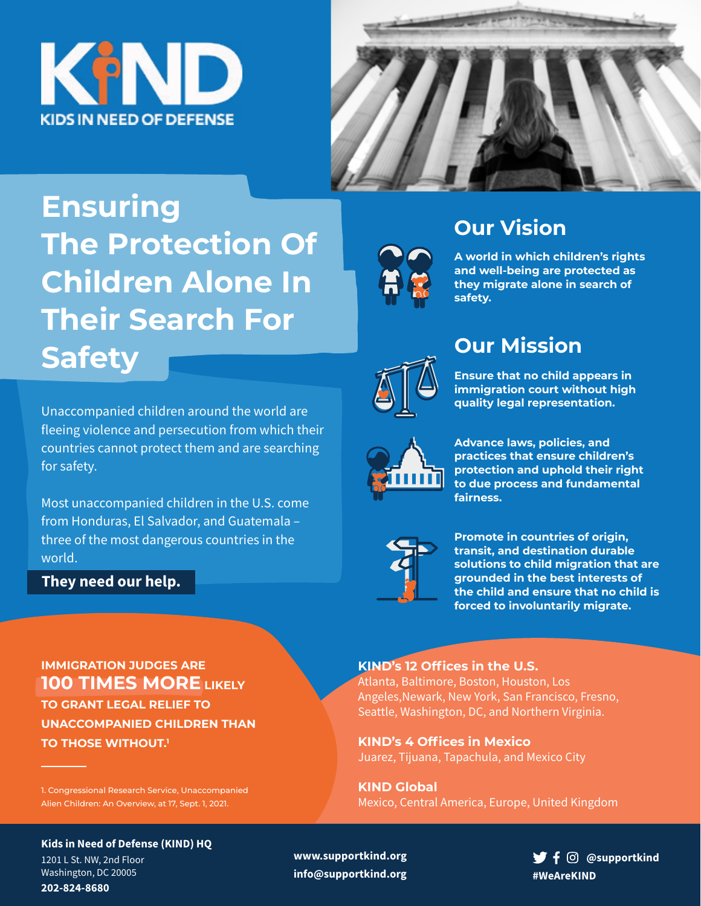# KIND

KIDS IN NEED OF DEFENSE

# Ensuring The Protection Of Children Alone In Their Search For Safety

Unaccompanied children around the world are fleeing violence and persecution from which their countries cannot protect them and are searching for safety.

Most unaccompanied children in the U.S. come from Honduras, El Salvador, and Guatemala – three of the most dangerous countries in the world.

**They need our help.**

## Our Vision

**A world in which children's rights and well-being are protected as they migrate alone in search of safety.**

## Our Mission

**Ensure that no child appears in immigration court without high quality legal representation.**

**Advance laws, policies, and practices that ensure children's protection and uphold their right to due process and fundamental fairness.**

**Promote in countries of origin, transit, and destination durable solutions to child migration that are grounded in the best interests of the child and ensure that no child is forced to involuntarily migrate.**

**IMMIGRATION JUDGES ARE 100 TIMES MORE LIKELY TO GRANT LEGAL RELIEF TO UNACCOMPANIED CHILDREN THAN TO THOSE WITHOUT.[1]**

1. Congressional Research Service, Unaccompanied Alien Children: An Overview, at 17, Sept. 1, 2021.

### KIND's 12 Offices in the U.S.

Atlanta, Baltimore, Boston, Houston, Los Angeles,Newark, New York, San Francisco, Fresno, Seattle, Washington, DC, and Northern Virginia.

### KIND's 4 Offices in Mexico

Juarez, Tijuana, Tapachula, and Mexico City

### KIND Global

Mexico, Central America, Europe, United Kingdom

**Kids in Need of Defense (KIND) HQ**
1201 L St. NW, 2nd Floor
Washington, DC 20005
**202-824-8680**

**www.supportkind.org**
**info@supportkind.org**

**@supportkind**
**#WeAreKIND**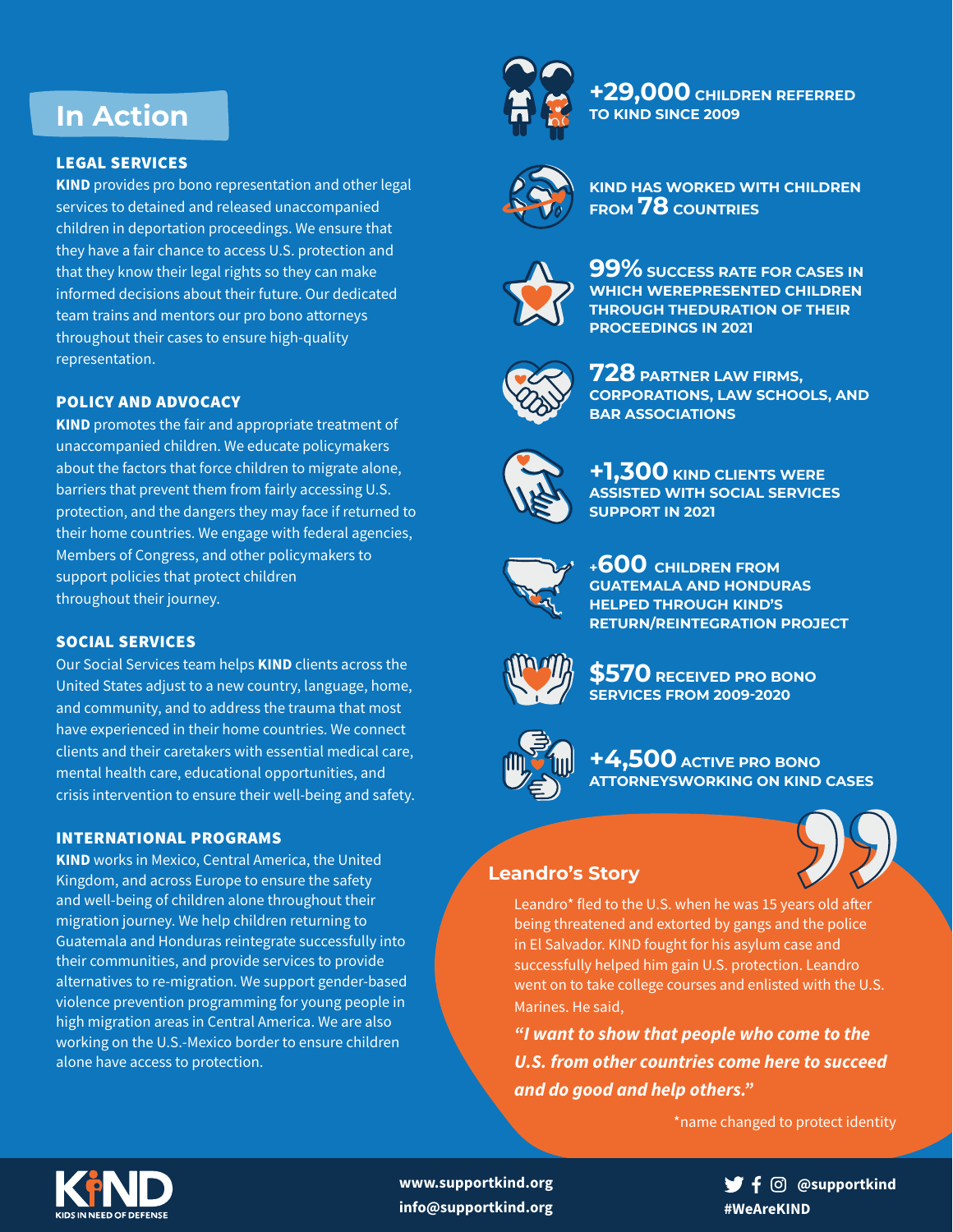## In Action

### LEGAL SERVICES

**KIND** provides pro bono representation and other legal services to detained and released unaccompanied children in deportation proceedings. We ensure that they have a fair chance to access U.S. protection and that they know their legal rights so they can make informed decisions about their future. Our dedicated team trains and mentors our pro bono attorneys throughout their cases to ensure high-quality representation.

### POLICY AND ADVOCACY

**KIND** promotes the fair and appropriate treatment of unaccompanied children. We educate policymakers about the factors that force children to migrate alone, barriers that prevent them from fairly accessing U.S. protection, and the dangers they may face if returned to their home countries. We engage with federal agencies, Members of Congress, and other policymakers to support policies that protect children throughout their journey.

### SOCIAL SERVICES

Our Social Services team helps **KIND** clients across the United States adjust to a new country, language, home, and community, and to address the trauma that most have experienced in their home countries. We connect clients and their caretakers with essential medical care, mental health care, educational opportunities, and crisis intervention to ensure their well-being and safety.

### INTERNATIONAL PROGRAMS

**KIND** works in Mexico, Central America, the United Kingdom, and across Europe to ensure the safety and well-being of children alone throughout their migration journey. We help children returning to Guatemala and Honduras reintegrate successfully into their communities, and provide services to provide alternatives to re-migration. We support gender-based violence prevention programming for young people in high migration areas in Central America. We are also working on the U.S.-Mexico border to ensure children alone have access to protection.

**+29,000** CHILDREN REFERRED TO KIND SINCE 2009

KIND HAS WORKED WITH CHILDREN FROM **78** COUNTRIES

**99%** SUCCESS RATE FOR CASES IN WHICH WEREPRESENTED CHILDREN THROUGH THEDURATION OF THEIR PROCEEDINGS IN 2021

**728** PARTNER LAW FIRMS, CORPORATIONS, LAW SCHOOLS, AND BAR ASSOCIATIONS

**+1,300** KIND CLIENTS WERE ASSISTED WITH SOCIAL SERVICES SUPPORT IN 2021

**+600** CHILDREN FROM GUATEMALA AND HONDURAS HELPED THROUGH KIND'S RETURN/REINTEGRATION PROJECT

**$570** RECEIVED PRO BONO SERVICES FROM 2009-2020

**+4,500** ACTIVE PRO BONO ATTORNEYSWORKING ON KIND CASES

### Leandro's Story

Leandro* fled to the U.S. when he was 15 years old after being threatened and extorted by gangs and the police in El Salvador. KIND fought for his asylum case and successfully helped him gain U.S. protection. Leandro went on to take college courses and enlisted with the U.S. Marines. He said,

***"I want to show that people who come to the U.S. from other countries come here to succeed and do good and help others."***

*name changed to protect identity

KIND KIDS IN NEED OF DEFENSE

www.supportkind.org
info@supportkind.org

@supportkind
#WeAreKIND